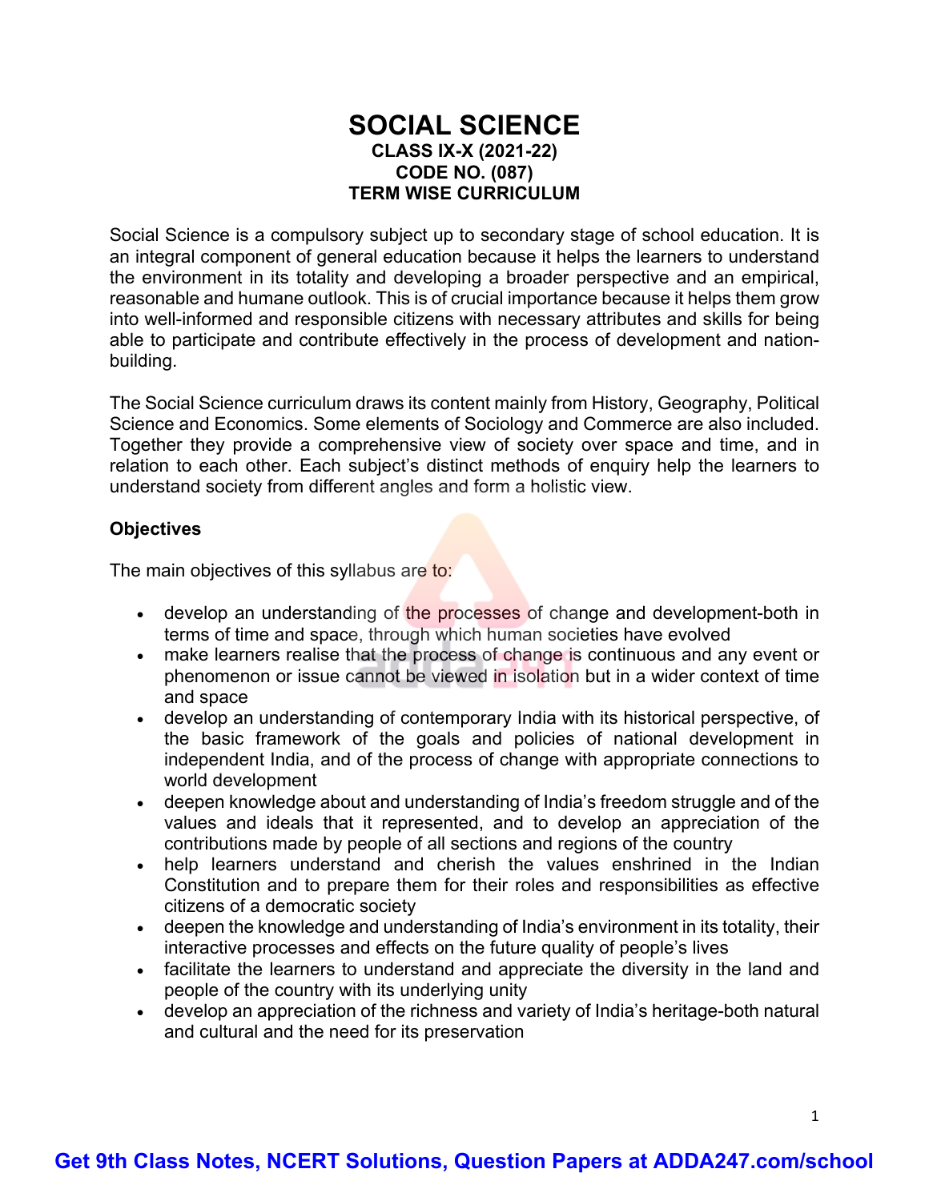# SOCIAL SCIENCE
## CLASS IX-X (2021-22)
## CODE NO. (087)
## TERM WISE CURRICULUM

Social Science is a compulsory subject up to secondary stage of school education. It is an integral component of general education because it helps the learners to understand the environment in its totality and developing a broader perspective and an empirical, reasonable and humane outlook. This is of crucial importance because it helps them grow into well-informed and responsible citizens with necessary attributes and skills for being able to participate and contribute effectively in the process of development and nation-building.

The Social Science curriculum draws its content mainly from History, Geography, Political Science and Economics. Some elements of Sociology and Commerce are also included. Together they provide a comprehensive view of society over space and time, and in relation to each other. Each subject's distinct methods of enquiry help the learners to understand society from different angles and form a holistic view.

**Objectives**

The main objectives of this syllabus are to:

- develop an understanding of the processes of change and development-both in terms of time and space, through which human societies have evolved
- make learners realise that the process of change is continuous and any event or phenomenon or issue cannot be viewed in isolation but in a wider context of time and space
- develop an understanding of contemporary India with its historical perspective, of the basic framework of the goals and policies of national development in independent India, and of the process of change with appropriate connections to world development
- deepen knowledge about and understanding of India's freedom struggle and of the values and ideals that it represented, and to develop an appreciation of the contributions made by people of all sections and regions of the country
- help learners understand and cherish the values enshrined in the Indian Constitution and to prepare them for their roles and responsibilities as effective citizens of a democratic society
- deepen the knowledge and understanding of India's environment in its totality, their interactive processes and effects on the future quality of people's lives
- facilitate the learners to understand and appreciate the diversity in the land and people of the country with its underlying unity
- develop an appreciation of the richness and variety of India's heritage-both natural and cultural and the need for its preservation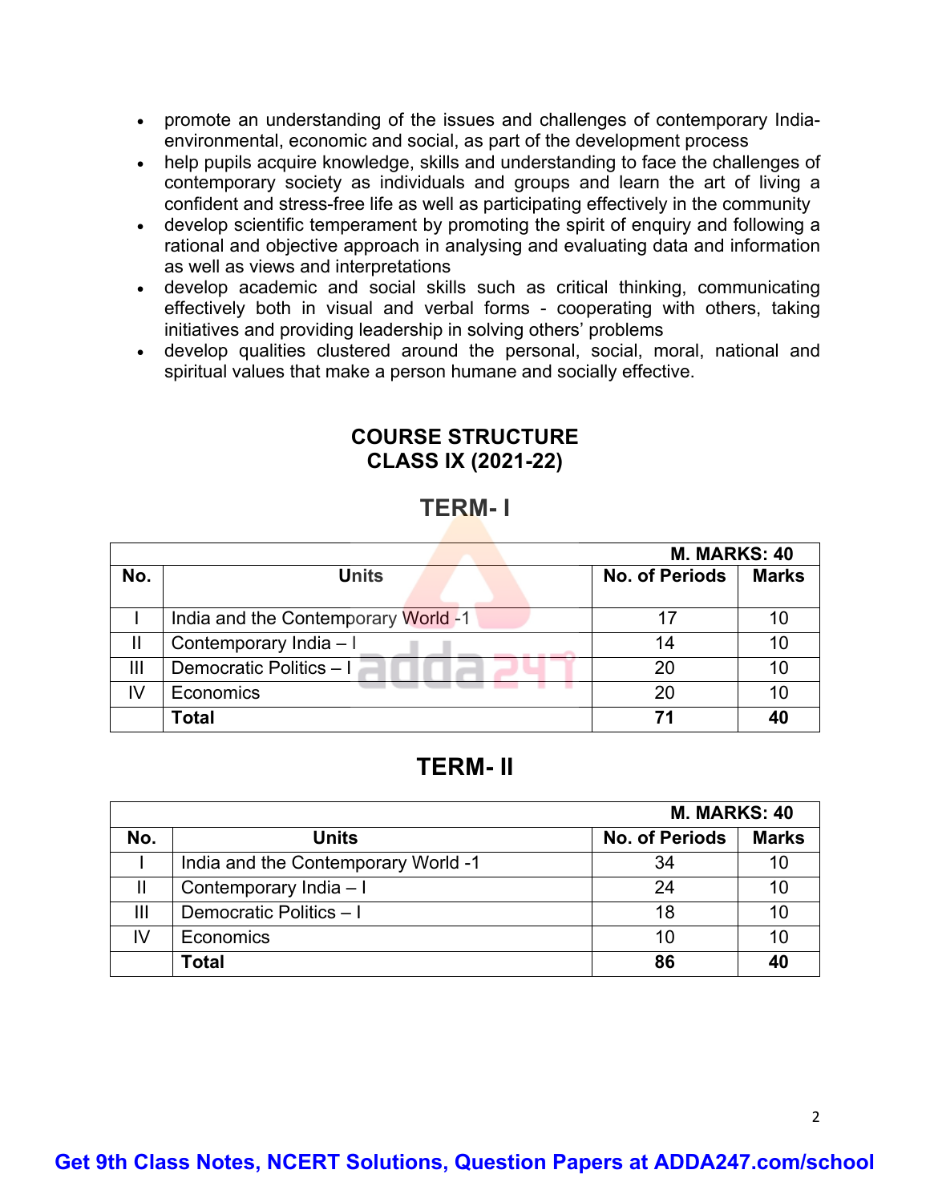- promote an understanding of the issues and challenges of contemporary India- environmental, economic and social, as part of the development process
- help pupils acquire knowledge, skills and understanding to face the challenges of contemporary society as individuals and groups and learn the art of living a confident and stress-free life as well as participating effectively in the community
- develop scientific temperament by promoting the spirit of enquiry and following a rational and objective approach in analysing and evaluating data and information as well as views and interpretations
- develop academic and social skills such as critical thinking, communicating effectively both in visual and verbal forms - cooperating with others, taking initiatives and providing leadership in solving others' problems
- develop qualities clustered around the personal, social, moral, national and spiritual values that make a person humane and socially effective.

## COURSE STRUCTURE
## CLASS IX (2021-22)

### TERM- I

| | | | **M. MARKS: 40** |
|---|---|---|---|
| **No.** | **Units** | **No. of Periods** | **Marks** |
| I | India and the Contemporary World -1 | 17 | 10 |
| II | Contemporary India – I | 14 | 10 |
| III | Democratic Politics – I | 20 | 10 |
| IV | Economics | 20 | 10 |
| | **Total** | **71** | **40** |

### TERM- II

| | | | **M. MARKS: 40** |
|---|---|---|---|
| **No.** | **Units** | **No. of Periods** | **Marks** |
| I | India and the Contemporary World -1 | 34 | 10 |
| II | Contemporary India – I | 24 | 10 |
| III | Democratic Politics – I | 18 | 10 |
| IV | Economics | 10 | 10 |
| | **Total** | **86** | **40** |

**Get 9th Class Notes, NCERT Solutions, Question Papers at ADDA247.com/school**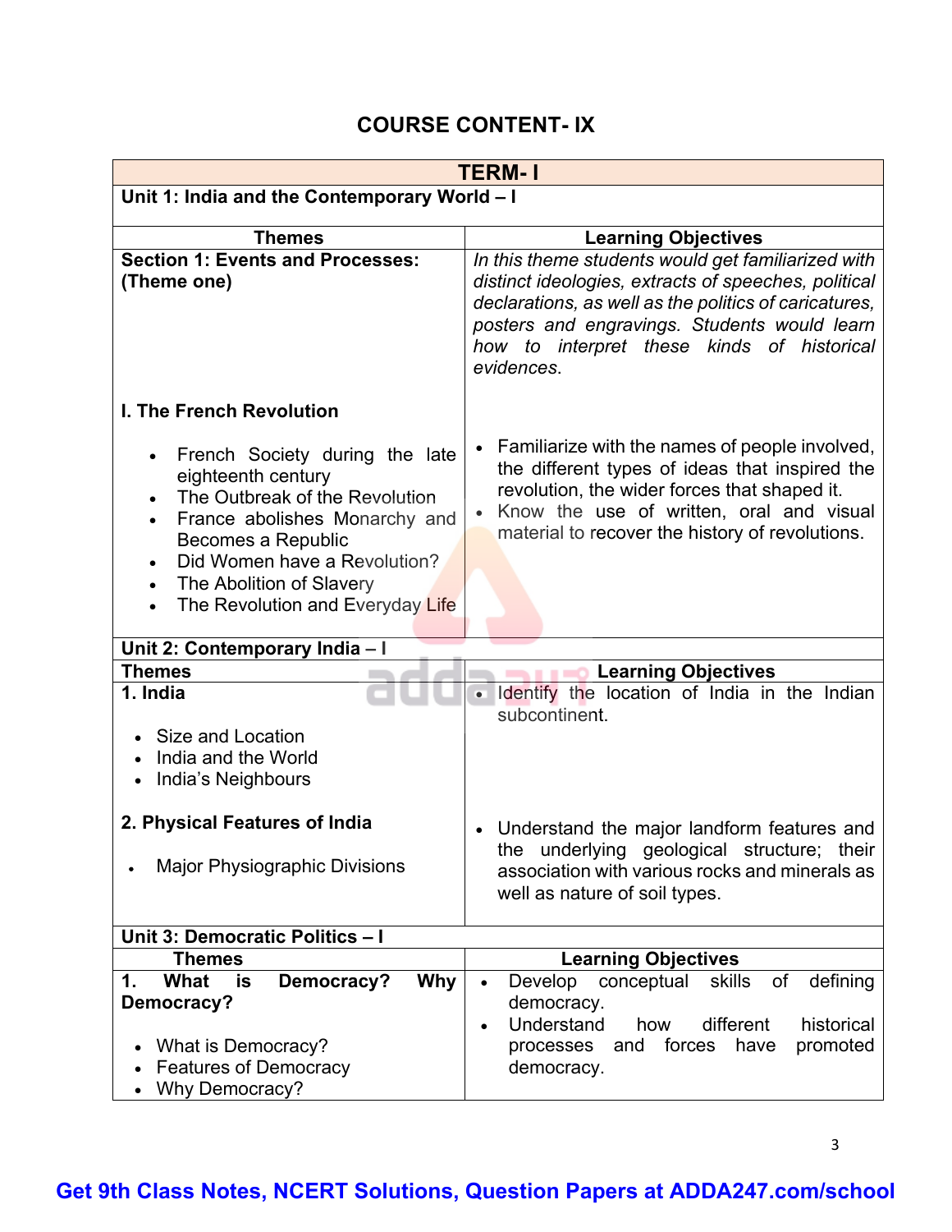## COURSE CONTENT- IX

| TERM- I | |
|---|---|
| **Unit 1: India and the Contemporary World – I** | |
| **Themes** | **Learning Objectives** |
| **Section 1: Events and Processes: (Theme one)** | *In this theme students would get familiarized with distinct ideologies, extracts of speeches, political declarations, as well as the politics of caricatures, posters and engravings. Students would learn how to interpret these kinds of historical evidences.* |
| **I. The French Revolution**<br><br>• French Society during the late eighteenth century<br>• The Outbreak of the Revolution<br>• France abolishes Monarchy and Becomes a Republic<br>• Did Women have a Revolution?<br>• The Abolition of Slavery<br>• The Revolution and Everyday Life | • Familiarize with the names of people involved, the different types of ideas that inspired the revolution, the wider forces that shaped it.<br>• Know the use of written, oral and visual material to recover the history of revolutions. |
| **Unit 2: Contemporary India – I** | |
| **Themes** | **Learning Objectives** |
| **1. India**<br><br>• Size and Location<br>• India and the World<br>• India's Neighbours | • Identify the location of India in the Indian subcontinent. |
| **2. Physical Features of India**<br><br>• Major Physiographic Divisions | • Understand the major landform features and the underlying geological structure; their association with various rocks and minerals as well as nature of soil types. |
| **Unit 3: Democratic Politics – I** | |
| **Themes** | **Learning Objectives** |
| **1. What is Democracy? Why Democracy?**<br><br>• What is Democracy?<br>• Features of Democracy<br>• Why Democracy? | • Develop conceptual skills of defining democracy.<br>• Understand how different historical processes and forces have promoted democracy. |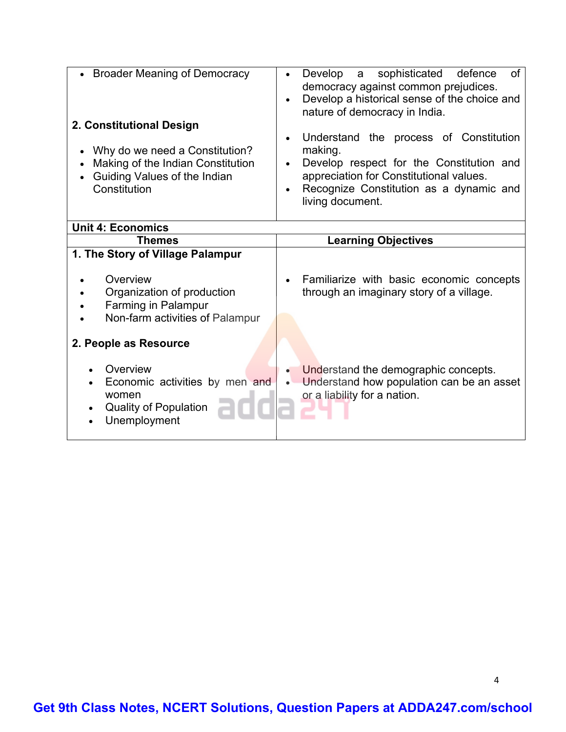| | |
|---|---|
| • Broader Meaning of Democracy<br><br>**2. Constitutional Design**<br><br>• Why do we need a Constitution?<br>• Making of the Indian Constitution<br>• Guiding Values of the Indian Constitution | • Develop a sophisticated defence of democracy against common prejudices.<br>• Develop a historical sense of the choice and nature of democracy in India.<br><br>• Understand the process of Constitution making.<br>• Develop respect for the Constitution and appreciation for Constitutional values.<br>• Recognize Constitution as a dynamic and living document. |
| **Unit 4: Economics** | |
| **Themes** | **Learning Objectives** |
| **1. The Story of Village Palampur**<br><br>• Overview<br>• Organization of production<br>• Farming in Palampur<br>• Non-farm activities of Palampur<br><br>**2. People as Resource**<br><br>• Overview<br>• Economic activities by men and women<br>• Quality of Population<br>• Unemployment | • Familiarize with basic economic concepts through an imaginary story of a village.<br><br>• Understand the demographic concepts.<br>• Understand how population can be an asset or a liability for a nation. |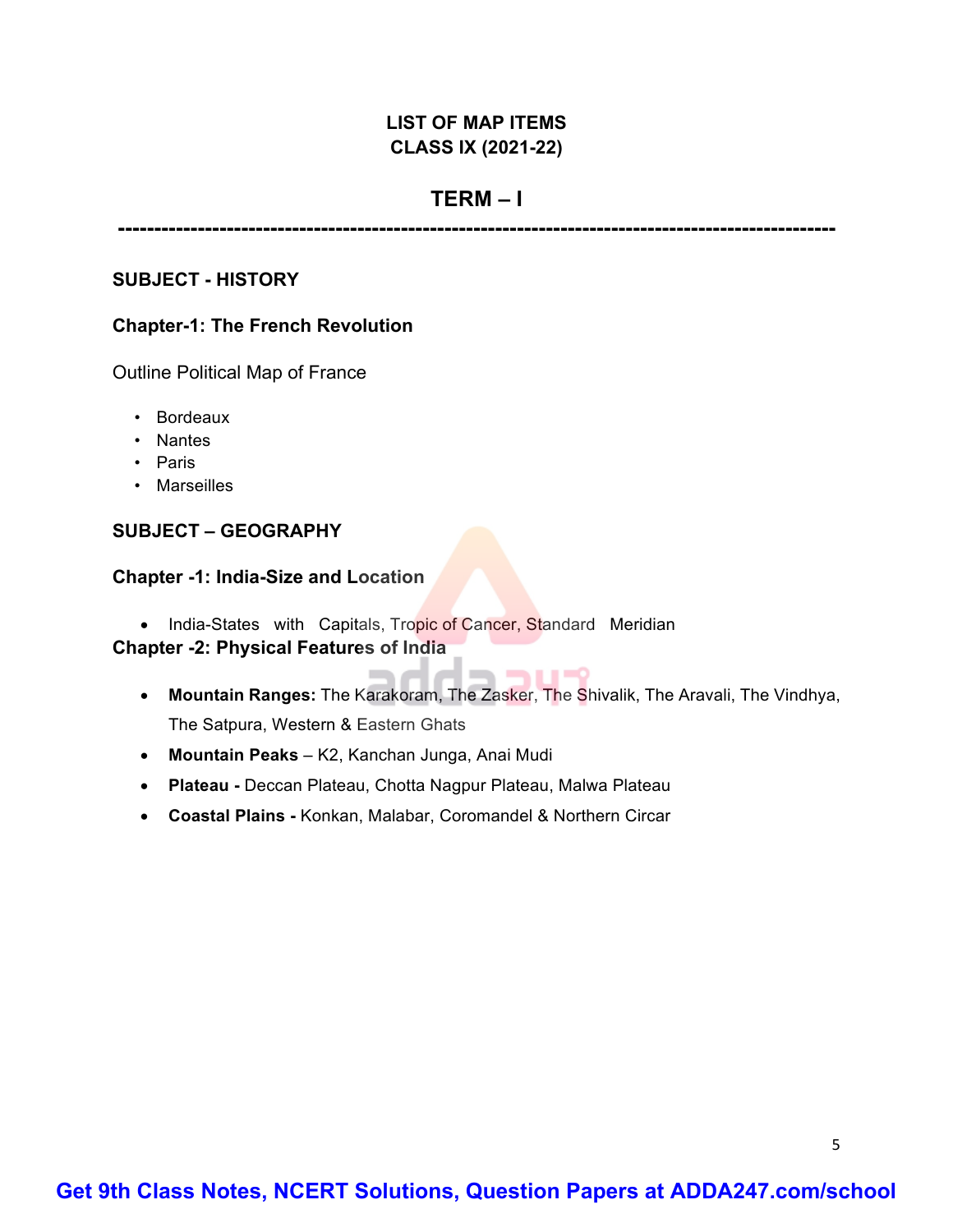**LIST OF MAP ITEMS**
**CLASS IX (2021-22)**

## TERM – I

---

**SUBJECT - HISTORY**

**Chapter-1: The French Revolution**

Outline Political Map of France

- Bordeaux
- Nantes
- Paris
- Marseilles

**SUBJECT – GEOGRAPHY**

**Chapter -1: India-Size and Location**

- India-States with Capitals, Tropic of Cancer, Standard Meridian

**Chapter -2: Physical Features of India**

- **Mountain Ranges:** The Karakoram, The Zasker, The Shivalik, The Aravali, The Vindhya, The Satpura, Western & Eastern Ghats
- **Mountain Peaks** – K2, Kanchan Junga, Anai Mudi
- **Plateau -** Deccan Plateau, Chotta Nagpur Plateau, Malwa Plateau
- **Coastal Plains -** Konkan, Malabar, Coromandel & Northern Circar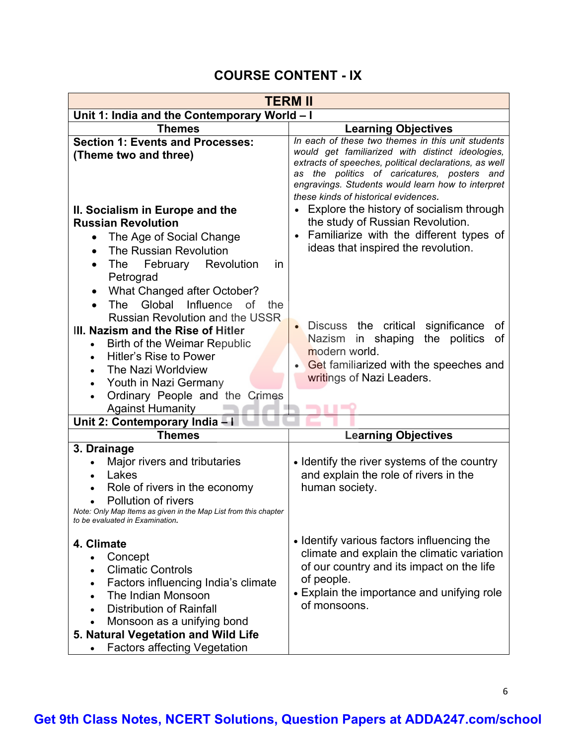# COURSE CONTENT - IX

| TERM II | |
|---|---|
| **Unit 1: India and the Contemporary World – I** | |
| **Themes** | **Learning Objectives** |
| **Section 1: Events and Processes: (Theme two and three)** | *In each of these two themes in this unit students would get familiarized with distinct ideologies, extracts of speeches, political declarations, as well as the politics of caricatures, posters and engravings. Students would learn how to interpret these kinds of historical evidences.* |
| **II. Socialism in Europe and the Russian Revolution**<br>• The Age of Social Change<br>• The Russian Revolution<br>• The February Revolution in Petrograd<br>• What Changed after October?<br>• The Global Influence of the Russian Revolution and the USSR | • Explore the history of socialism through the study of Russian Revolution.<br>• Familiarize with the different types of ideas that inspired the revolution. |
| **III. Nazism and the Rise of Hitler**<br>• Birth of the Weimar Republic<br>• Hitler's Rise to Power<br>• The Nazi Worldview<br>• Youth in Nazi Germany<br>• Ordinary People and the Crimes Against Humanity | • Discuss the critical significance of Nazism in shaping the politics of modern world.<br>• Get familiarized with the speeches and writings of Nazi Leaders. |
| **Unit 2: Contemporary India – I** | |
| **Themes** | **Learning Objectives** |
| **3. Drainage**<br>• Major rivers and tributaries<br>• Lakes<br>• Role of rivers in the economy<br>• Pollution of rivers<br>*Note: Only Map Items as given in the Map List from this chapter to be evaluated in Examination.* | • Identify the river systems of the country and explain the role of rivers in the human society. |
| **4. Climate**<br>• Concept<br>• Climatic Controls<br>• Factors influencing India's climate<br>• The Indian Monsoon<br>• Distribution of Rainfall<br>• Monsoon as a unifying bond | • Identify various factors influencing the climate and explain the climatic variation of our country and its impact on the life of people.<br>• Explain the importance and unifying role of monsoons. |
| **5. Natural Vegetation and Wild Life**<br>• Factors affecting Vegetation | |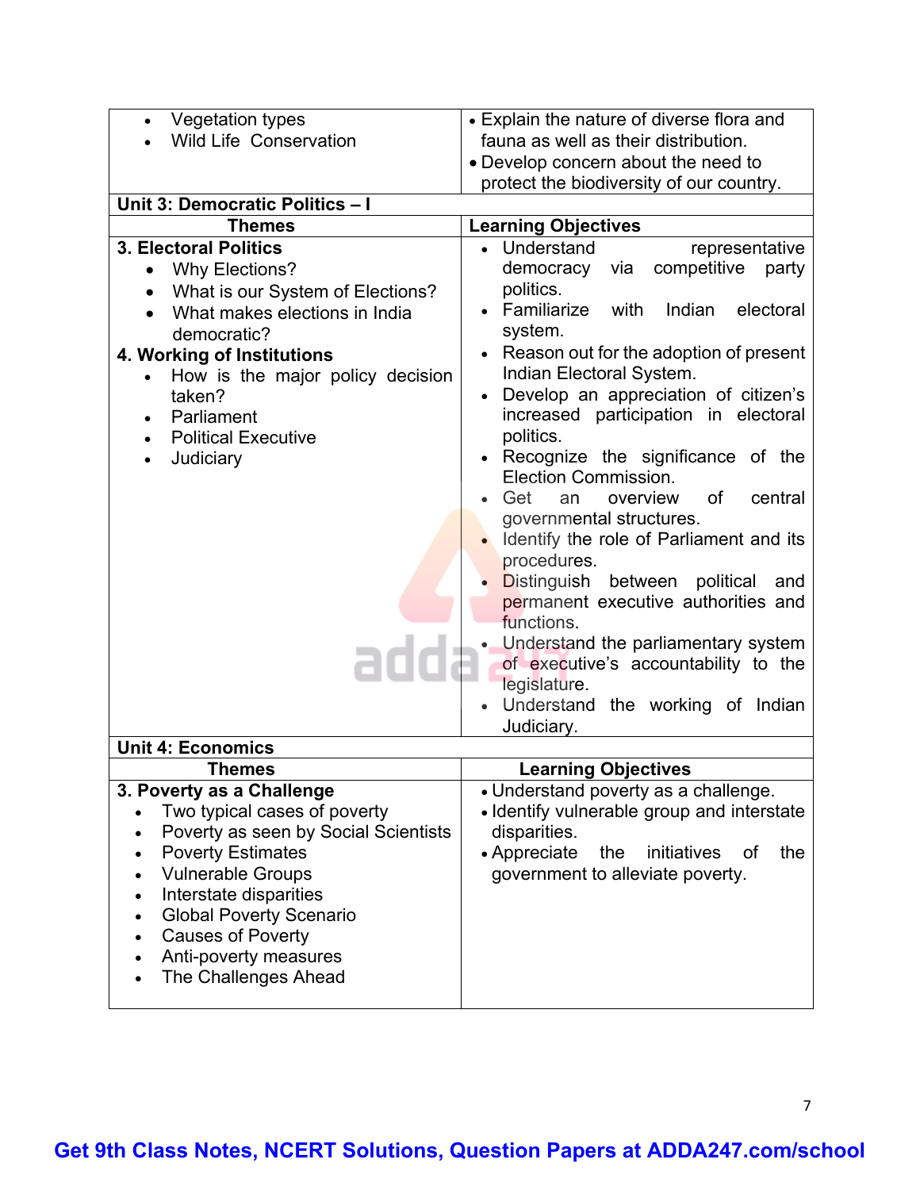| Themes | Learning Objectives |
|---|---|
| • Vegetation types<br>• Wild Life Conservation | • Explain the nature of diverse flora and fauna as well as their distribution.<br>• Develop concern about the need to protect the biodiversity of our country. |
| **Unit 3: Democratic Politics – I** | |
| **Themes** | **Learning Objectives** |
| **3. Electoral Politics**<br>• Why Elections?<br>• What is our System of Elections?<br>• What makes elections in India democratic?<br>**4. Working of Institutions**<br>• How is the major policy decision taken?<br>• Parliament<br>• Political Executive<br>• Judiciary | • Understand representative democracy via competitive party politics.<br>• Familiarize with Indian electoral system.<br>• Reason out for the adoption of present Indian Electoral System.<br>• Develop an appreciation of citizen's increased participation in electoral politics.<br>• Recognize the significance of the Election Commission.<br>• Get an overview of central governmental structures.<br>• Identify the role of Parliament and its procedures.<br>• Distinguish between political and permanent executive authorities and functions.<br>• Understand the parliamentary system of executive's accountability to the legislature.<br>• Understand the working of Indian Judiciary. |
| **Unit 4: Economics** | |
| **Themes** | **Learning Objectives** |
| **3. Poverty as a Challenge**<br>• Two typical cases of poverty<br>• Poverty as seen by Social Scientists<br>• Poverty Estimates<br>• Vulnerable Groups<br>• Interstate disparities<br>• Global Poverty Scenario<br>• Causes of Poverty<br>• Anti-poverty measures<br>• The Challenges Ahead | • Understand poverty as a challenge.<br>• Identify vulnerable group and interstate disparities.<br>• Appreciate the initiatives of the government to alleviate poverty. |

Get 9th Class Notes, NCERT Solutions, Question Papers at ADDA247.com/school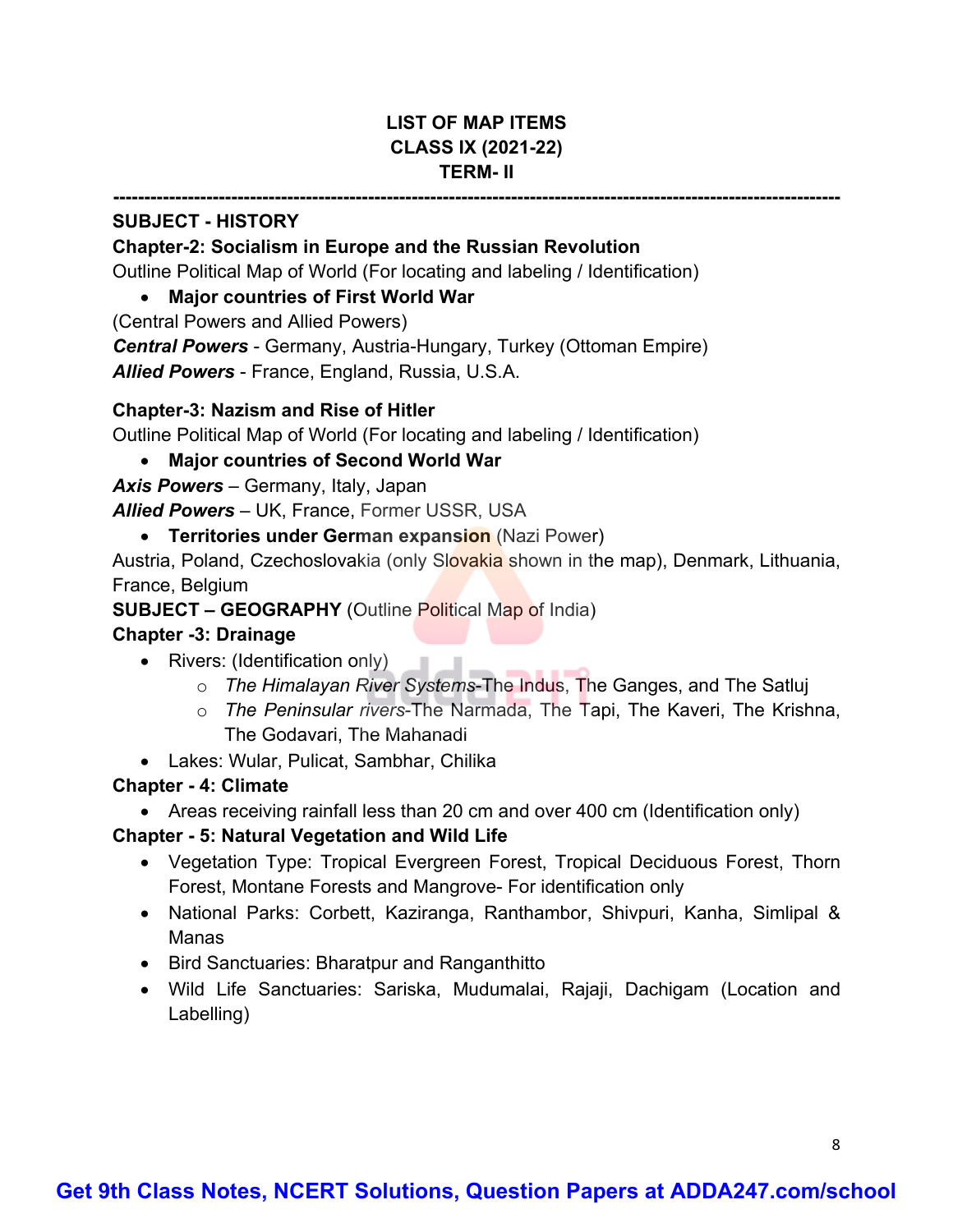**LIST OF MAP ITEMS**
**CLASS IX (2021-22)**
**TERM- II**

---

**SUBJECT - HISTORY**

**Chapter-2: Socialism in Europe and the Russian Revolution**

Outline Political Map of World (For locating and labeling / Identification)

- **Major countries of First World War**

(Central Powers and Allied Powers)

***Central Powers*** - Germany, Austria-Hungary, Turkey (Ottoman Empire)

***Allied Powers*** - France, England, Russia, U.S.A.

**Chapter-3: Nazism and Rise of Hitler**

Outline Political Map of World (For locating and labeling / Identification)

- **Major countries of Second World War**

***Axis Powers*** – Germany, Italy, Japan

***Allied Powers*** – UK, France, Former USSR, USA

- **Territories under German expansion** (Nazi Power)

Austria, Poland, Czechoslovakia (only Slovakia shown in the map), Denmark, Lithuania, France, Belgium

**SUBJECT – GEOGRAPHY** (Outline Political Map of India)

**Chapter -3: Drainage**

- Rivers: (Identification only)
  - *The Himalayan River Systems*-The Indus, The Ganges, and The Satluj
  - *The Peninsular rivers*-The Narmada, The Tapi, The Kaveri, The Krishna, The Godavari, The Mahanadi
- Lakes: Wular, Pulicat, Sambhar, Chilika

**Chapter - 4: Climate**

- Areas receiving rainfall less than 20 cm and over 400 cm (Identification only)

**Chapter - 5: Natural Vegetation and Wild Life**

- Vegetation Type: Tropical Evergreen Forest, Tropical Deciduous Forest, Thorn Forest, Montane Forests and Mangrove- For identification only
- National Parks: Corbett, Kaziranga, Ranthambor, Shivpuri, Kanha, Simlipal & Manas
- Bird Sanctuaries: Bharatpur and Ranganthitto
- Wild Life Sanctuaries: Sariska, Mudumalai, Rajaji, Dachigam (Location and Labelling)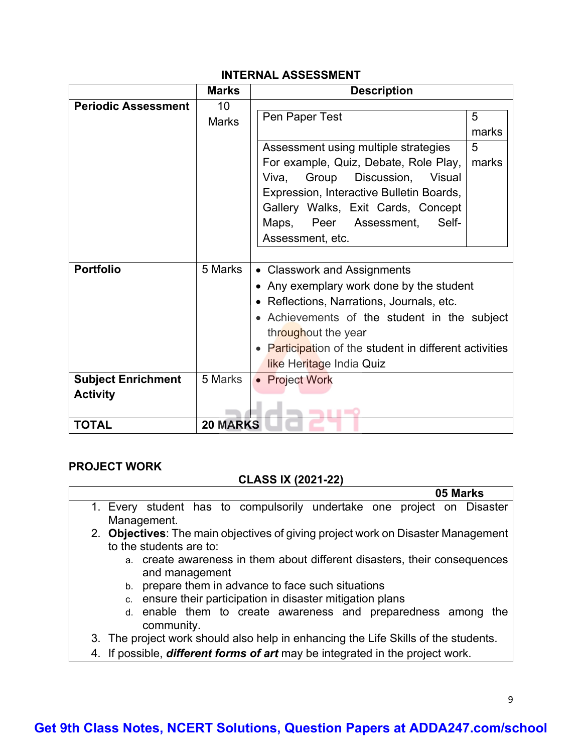## INTERNAL ASSESSMENT

| | Marks | Description | |
|---|---|---|---|
| **Periodic Assessment** | 10 Marks | Pen Paper Test | 5 marks |
| | | Assessment using multiple strategies For example, Quiz, Debate, Role Play, Viva, Group Discussion, Visual Expression, Interactive Bulletin Boards, Gallery Walks, Exit Cards, Concept Maps, Peer Assessment, Self-Assessment, etc. | 5 marks |
| **Portfolio** | 5 Marks | • Classwork and Assignments<br>• Any exemplary work done by the student<br>• Reflections, Narrations, Journals, etc.<br>• Achievements of the student in the subject throughout the year<br>• Participation of the student in different activities like Heritage India Quiz | |
| **Subject Enrichment Activity** | 5 Marks | • Project Work | |
| **TOTAL** | **20 MARKS** | | |

## PROJECT WORK

**CLASS IX (2021-22)**

**05 Marks**

1. Every student has to compulsorily undertake one project on Disaster Management.
2. **Objectives**: The main objectives of giving project work on Disaster Management to the students are to:
   a. create awareness in them about different disasters, their consequences and management
   b. prepare them in advance to face such situations
   c. ensure their participation in disaster mitigation plans
   d. enable them to create awareness and preparedness among the community.
3. The project work should also help in enhancing the Life Skills of the students.
4. If possible, ***different forms of art*** may be integrated in the project work.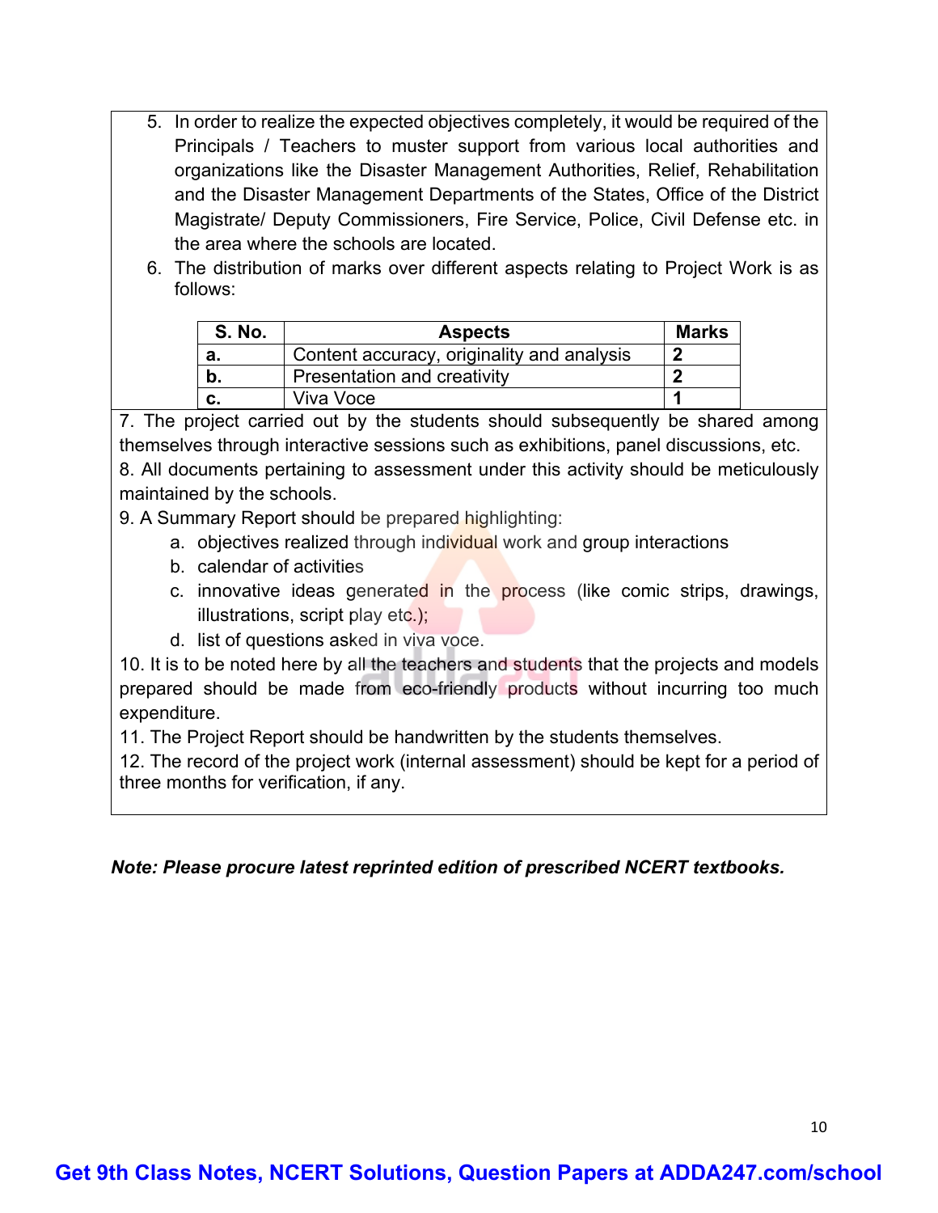5. In order to realize the expected objectives completely, it would be required of the Principals / Teachers to muster support from various local authorities and organizations like the Disaster Management Authorities, Relief, Rehabilitation and the Disaster Management Departments of the States, Office of the District Magistrate/ Deputy Commissioners, Fire Service, Police, Civil Defense etc. in the area where the schools are located.
6. The distribution of marks over different aspects relating to Project Work is as follows:

| S. No. | Aspects | Marks |
|---|---|---|
| a. | Content accuracy, originality and analysis | 2 |
| b. | Presentation and creativity | 2 |
| c. | Viva Voce | 1 |

7. The project carried out by the students should subsequently be shared among themselves through interactive sessions such as exhibitions, panel discussions, etc.

8. All documents pertaining to assessment under this activity should be meticulously maintained by the schools.

9. A Summary Report should be prepared highlighting:

   a. objectives realized through individual work and group interactions
   b. calendar of activities
   c. innovative ideas generated in the process (like comic strips, drawings, illustrations, script play etc.);
   d. list of questions asked in viva voce.

10. It is to be noted here by all the teachers and students that the projects and models prepared should be made from eco-friendly products without incurring too much expenditure.

11. The Project Report should be handwritten by the students themselves.

12. The record of the project work (internal assessment) should be kept for a period of three months for verification, if any.

***Note: Please procure latest reprinted edition of prescribed NCERT textbooks.***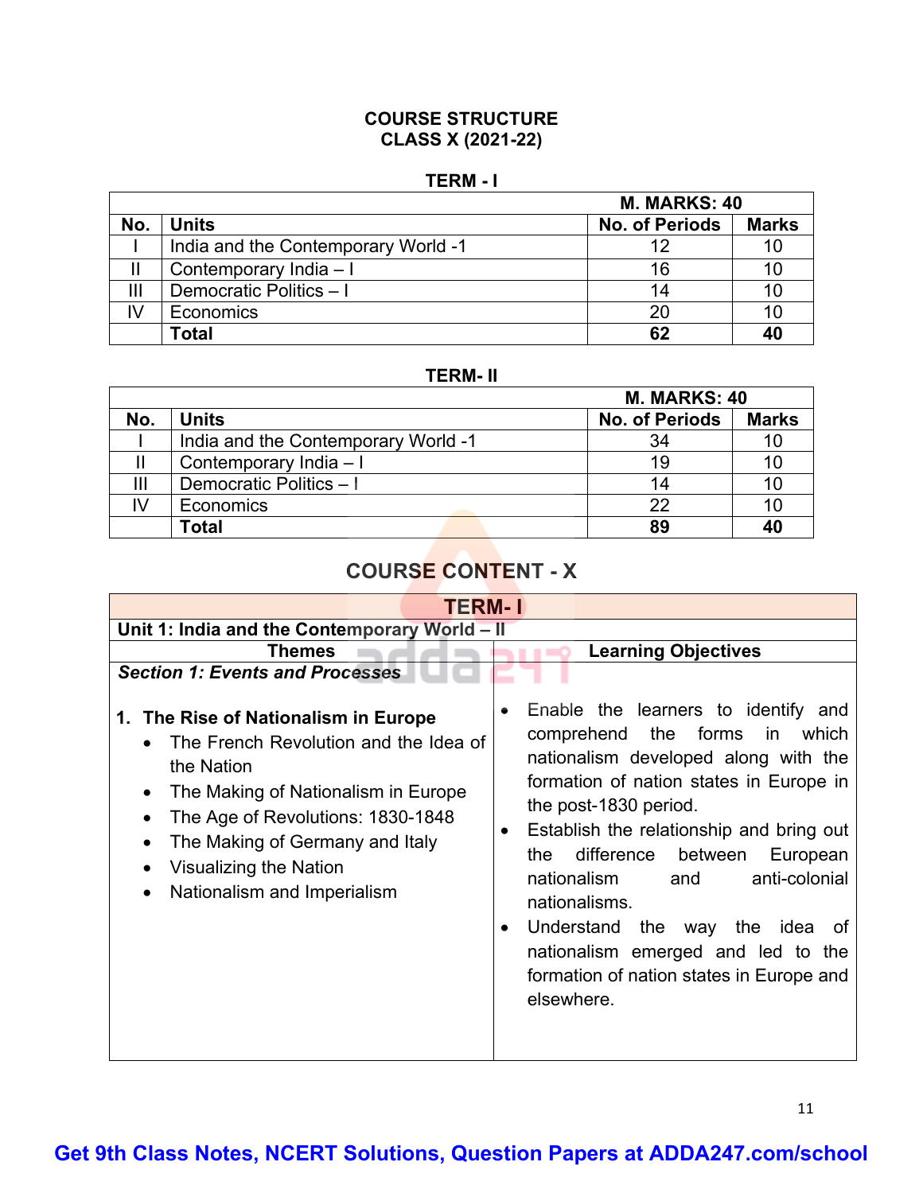# COURSE STRUCTURE
## CLASS X (2021-22)

### TERM - I

| | | M. MARKS: 40 | |
|---|---|---|---|
| **No.** | **Units** | **No. of Periods** | **Marks** |
| I | India and the Contemporary World -1 | 12 | 10 |
| II | Contemporary India – I | 16 | 10 |
| III | Democratic Politics – I | 14 | 10 |
| IV | Economics | 20 | 10 |
| | **Total** | **62** | **40** |

### TERM- II

| | | M. MARKS: 40 | |
|---|---|---|---|
| **No.** | **Units** | **No. of Periods** | **Marks** |
| I | India and the Contemporary World -1 | 34 | 10 |
| II | Contemporary India – I | 19 | 10 |
| III | Democratic Politics – I | 14 | 10 |
| IV | Economics | 22 | 10 |
| | **Total** | **89** | **40** |

## COURSE CONTENT - X

| **TERM- I** | |
|---|---|
| **Unit 1: India and the Contemporary World – II** | |
| **Themes** | **Learning Objectives** |
| ***Section 1: Events and Processes*** <br><br> **1. The Rise of Nationalism in Europe** <br> • The French Revolution and the Idea of the Nation <br> • The Making of Nationalism in Europe <br> • The Age of Revolutions: 1830-1848 <br> • The Making of Germany and Italy <br> • Visualizing the Nation <br> • Nationalism and Imperialism | • Enable the learners to identify and comprehend the forms in which nationalism developed along with the formation of nation states in Europe in the post-1830 period. <br> • Establish the relationship and bring out the difference between European nationalism and anti-colonial nationalisms. <br> • Understand the way the idea of nationalism emerged and led to the formation of nation states in Europe and elsewhere. |

Get 9th Class Notes, NCERT Solutions, Question Papers at ADDA247.com/school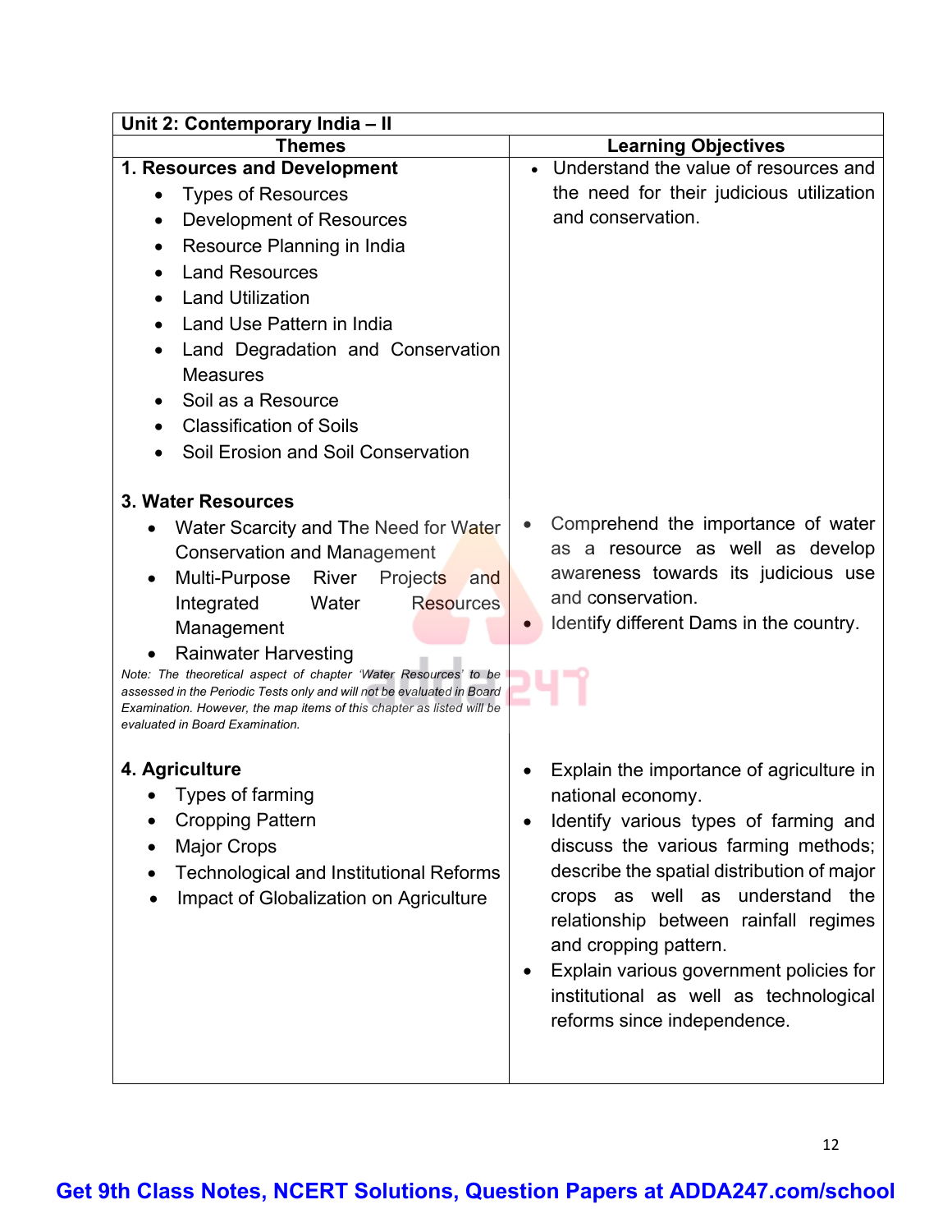| Unit 2: Contemporary India – II | |
|---|---|
| **Themes** | **Learning Objectives** |
| **1. Resources and Development**<br>• Types of Resources<br>• Development of Resources<br>• Resource Planning in India<br>• Land Resources<br>• Land Utilization<br>• Land Use Pattern in India<br>• Land Degradation and Conservation Measures<br>• Soil as a Resource<br>• Classification of Soils<br>• Soil Erosion and Soil Conservation | • Understand the value of resources and the need for their judicious utilization and conservation. |
| **3. Water Resources**<br>• Water Scarcity and The Need for Water Conservation and Management<br>• Multi-Purpose River Projects and Integrated Water Resources Management<br>• Rainwater Harvesting<br>*Note: The theoretical aspect of chapter 'Water Resources' to be assessed in the Periodic Tests only and will not be evaluated in Board Examination. However, the map items of this chapter as listed will be evaluated in Board Examination.* | • Comprehend the importance of water as a resource as well as develop awareness towards its judicious use and conservation.<br>• Identify different Dams in the country. |
| **4. Agriculture**<br>• Types of farming<br>• Cropping Pattern<br>• Major Crops<br>• Technological and Institutional Reforms<br>• Impact of Globalization on Agriculture | • Explain the importance of agriculture in national economy.<br>• Identify various types of farming and discuss the various farming methods; describe the spatial distribution of major crops as well as understand the relationship between rainfall regimes and cropping pattern.<br>• Explain various government policies for institutional as well as technological reforms since independence. |

Get 9th Class Notes, NCERT Solutions, Question Papers at ADDA247.com/school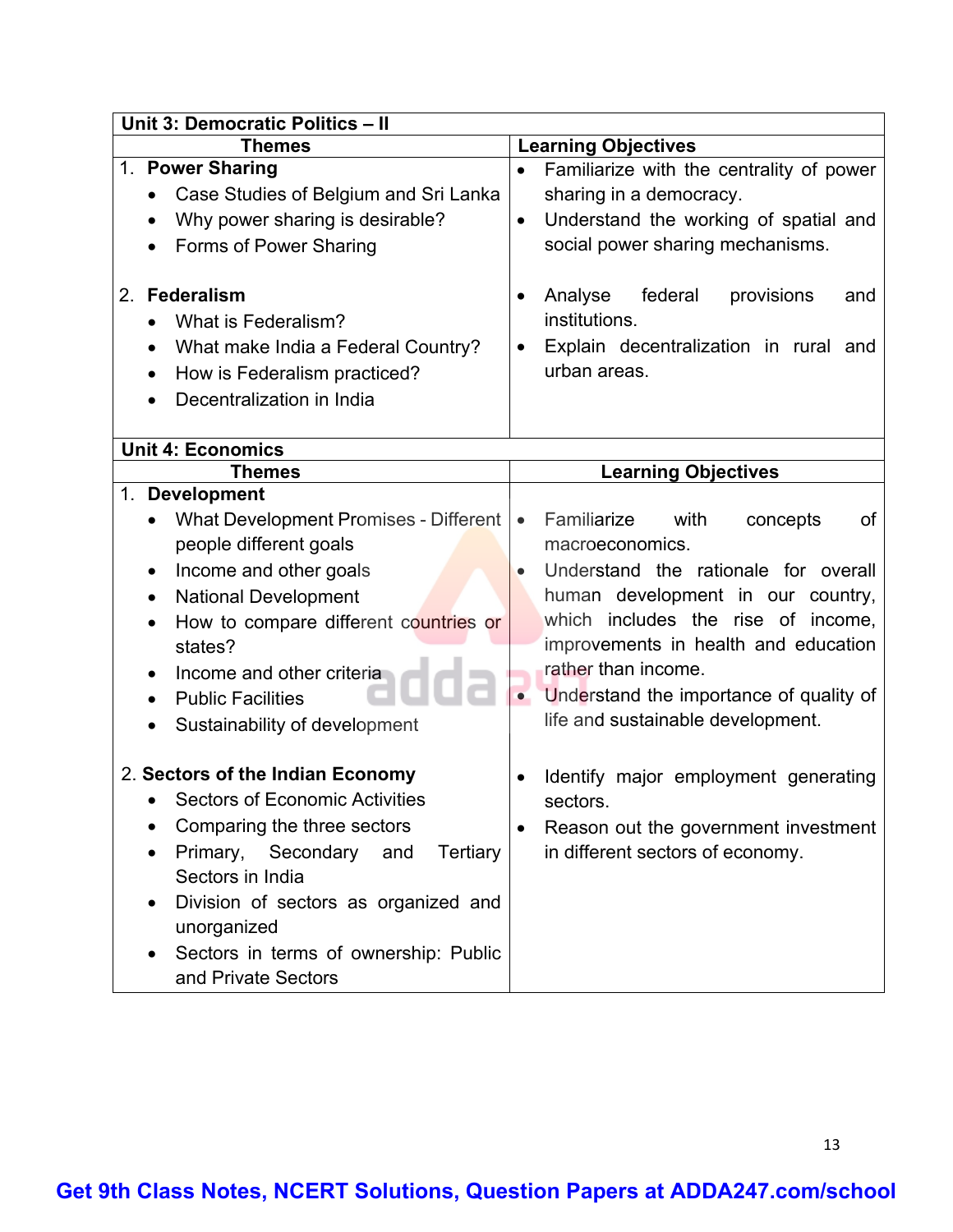| Unit 3: Democratic Politics – II | |
|---|---|
| **Themes** | **Learning Objectives** |
| 1. **Power Sharing**<br>• Case Studies of Belgium and Sri Lanka<br>• Why power sharing is desirable?<br>• Forms of Power Sharing | • Familiarize with the centrality of power sharing in a democracy.<br>• Understand the working of spatial and social power sharing mechanisms. |
| 2. **Federalism**<br>• What is Federalism?<br>• What make India a Federal Country?<br>• How is Federalism practiced?<br>• Decentralization in India | • Analyse federal provisions and institutions.<br>• Explain decentralization in rural and urban areas. |

| Unit 4: Economics | |
|---|---|
| **Themes** | **Learning Objectives** |
| 1. **Development**<br>• What Development Promises - Different people different goals<br>• Income and other goals<br>• National Development<br>• How to compare different countries or states?<br>• Income and other criteria<br>• Public Facilities<br>• Sustainability of development | • Familiarize with concepts of macroeconomics.<br>• Understand the rationale for overall human development in our country, which includes the rise of income, improvements in health and education rather than income.<br>• Understand the importance of quality of life and sustainable development. |
| 2. **Sectors of the Indian Economy**<br>• Sectors of Economic Activities<br>• Comparing the three sectors<br>• Primary, Secondary and Tertiary Sectors in India<br>• Division of sectors as organized and unorganized<br>• Sectors in terms of ownership: Public and Private Sectors | • Identify major employment generating sectors.<br>• Reason out the government investment in different sectors of economy. |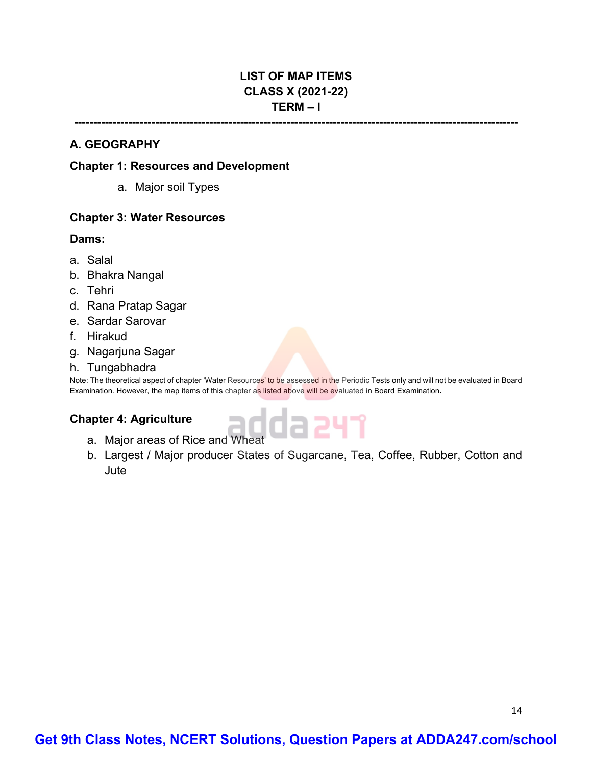# LIST OF MAP ITEMS
# CLASS X (2021-22)
# TERM – I

---

## A. GEOGRAPHY

### Chapter 1: Resources and Development

a. Major soil Types

### Chapter 3: Water Resources

**Dams:**

a. Salal
b. Bhakra Nangal
c. Tehri
d. Rana Pratap Sagar
e. Sardar Sarovar
f. Hirakud
g. Nagarjuna Sagar
h. Tungabhadra

Note: The theoretical aspect of chapter 'Water Resources' to be assessed in the Periodic Tests only and will not be evaluated in Board Examination. However, the map items of this chapter as listed above will be evaluated in Board Examination**.**

### Chapter 4: Agriculture

a. Major areas of Rice and Wheat
b. Largest / Major producer States of Sugarcane, Tea, Coffee, Rubber, Cotton and Jute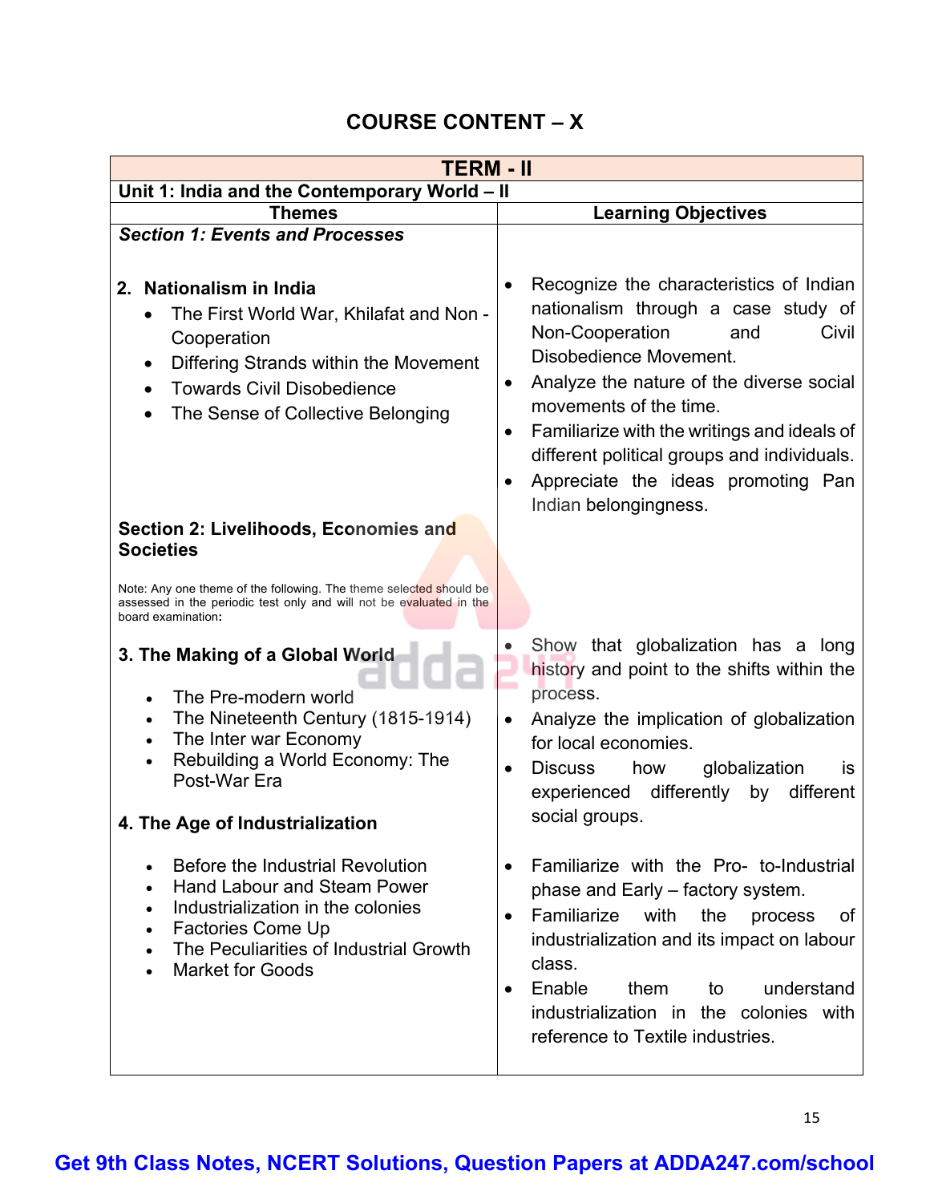# COURSE CONTENT – X

| TERM - II | |
|---|---|
| **Unit 1: India and the Contemporary World – II** | |
| **Themes** | **Learning Objectives** |
| ***Section 1: Events and Processes***<br><br>**2. Nationalism in India**<br>• The First World War, Khilafat and Non - Cooperation<br>• Differing Strands within the Movement<br>• Towards Civil Disobedience<br>• The Sense of Collective Belonging | • Recognize the characteristics of Indian nationalism through a case study of Non-Cooperation and Civil Disobedience Movement.<br>• Analyze the nature of the diverse social movements of the time.<br>• Familiarize with the writings and ideals of different political groups and individuals.<br>• Appreciate the ideas promoting Pan Indian belongingness. |
| **Section 2: Livelihoods, Economies and Societies**<br><br>Note: Any one theme of the following. The theme selected should be assessed in the periodic test only and will not be evaluated in the board examination: | |
| **3. The Making of a Global World**<br>• The Pre-modern world<br>• The Nineteenth Century (1815-1914)<br>• The Inter war Economy<br>• Rebuilding a World Economy: The Post-War Era | • Show that globalization has a long history and point to the shifts within the process.<br>• Analyze the implication of globalization for local economies.<br>• Discuss how globalization is experienced differently by different social groups. |
| **4. The Age of Industrialization**<br>• Before the Industrial Revolution<br>• Hand Labour and Steam Power<br>• Industrialization in the colonies<br>• Factories Come Up<br>• The Peculiarities of Industrial Growth<br>• Market for Goods | • Familiarize with the Pro- to-Industrial phase and Early – factory system.<br>• Familiarize with the process of industrialization and its impact on labour class.<br>• Enable them to understand industrialization in the colonies with reference to Textile industries. |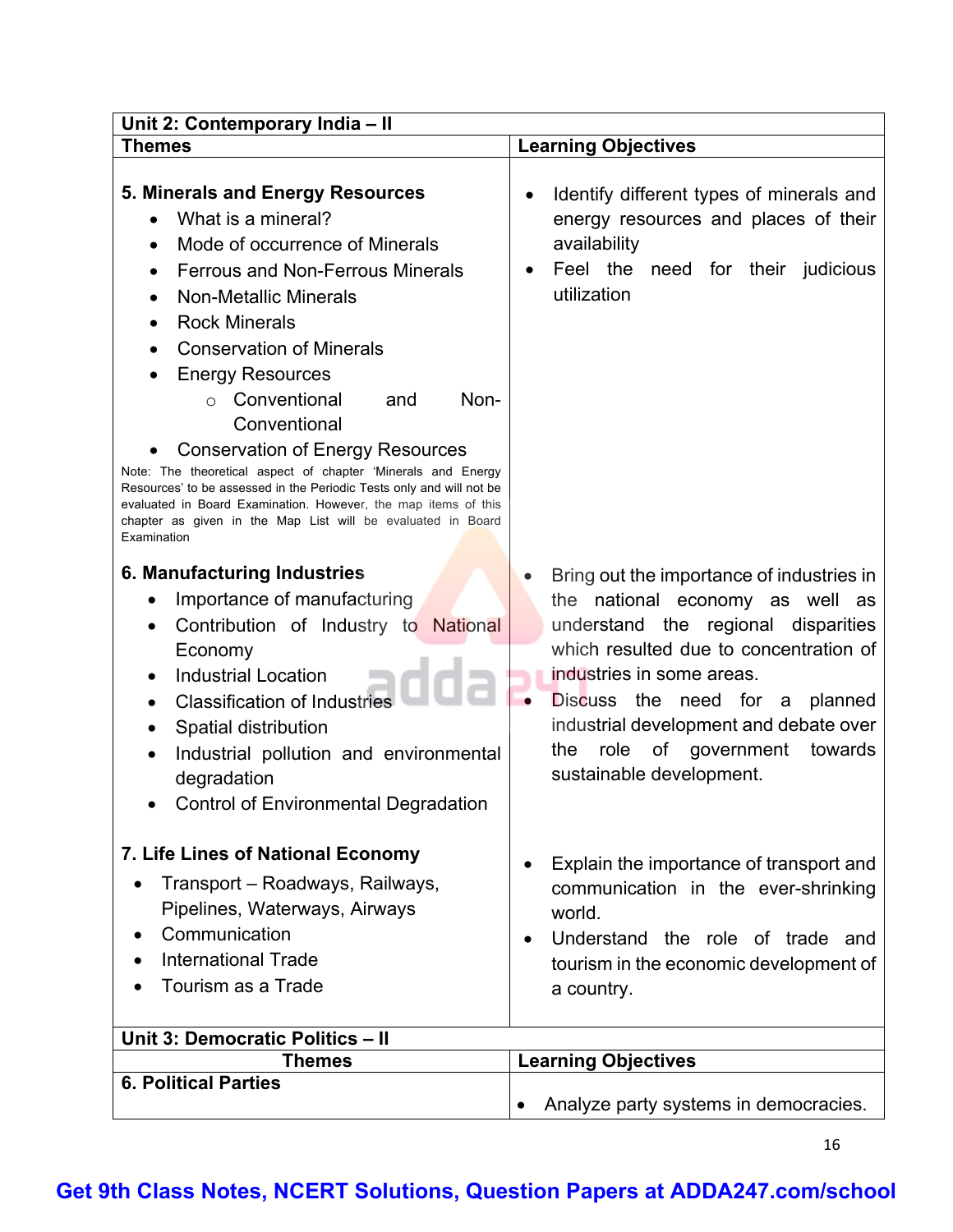| Unit 2: Contemporary India – II | |
|---|---|
| **Themes** | **Learning Objectives** |
| **5. Minerals and Energy Resources**<br>• What is a mineral?<br>• Mode of occurrence of Minerals<br>• Ferrous and Non-Ferrous Minerals<br>• Non-Metallic Minerals<br>• Rock Minerals<br>• Conservation of Minerals<br>• Energy Resources<br>&nbsp;&nbsp;&nbsp;&nbsp;○ Conventional and Non-Conventional<br>• Conservation of Energy Resources<br>Note: The theoretical aspect of chapter 'Minerals and Energy Resources' to be assessed in the Periodic Tests only and will not be evaluated in Board Examination. However, the map items of this chapter as given in the Map List will be evaluated in Board Examination | • Identify different types of minerals and energy resources and places of their availability<br>• Feel the need for their judicious utilization |
| **6. Manufacturing Industries**<br>• Importance of manufacturing<br>• Contribution of Industry to National Economy<br>• Industrial Location<br>• Classification of Industries<br>• Spatial distribution<br>• Industrial pollution and environmental degradation<br>• Control of Environmental Degradation | • Bring out the importance of industries in the national economy as well as understand the regional disparities which resulted due to concentration of industries in some areas.<br>• Discuss the need for a planned industrial development and debate over the role of government towards sustainable development. |
| **7. Life Lines of National Economy**<br>• Transport – Roadways, Railways, Pipelines, Waterways, Airways<br>• Communication<br>• International Trade<br>• Tourism as a Trade | • Explain the importance of transport and communication in the ever-shrinking world.<br>• Understand the role of trade and tourism in the economic development of a country. |

| Unit 3: Democratic Politics – II | |
|---|---|
| **Themes** | **Learning Objectives** |
| **6. Political Parties** | • Analyze party systems in democracies. |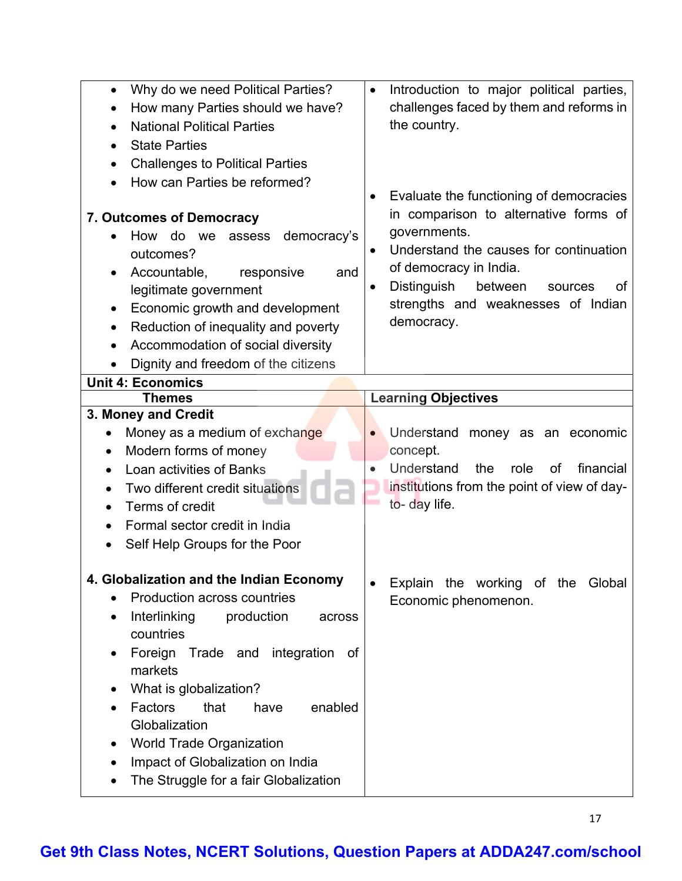| | |
|---|---|
| • Why do we need Political Parties?<br>• How many Parties should we have?<br>• National Political Parties<br>• State Parties<br>• Challenges to Political Parties<br>• How can Parties be reformed? | • Introduction to major political parties, challenges faced by them and reforms in the country. |
| **7. Outcomes of Democracy**<br>• How do we assess democracy's outcomes?<br>• Accountable, responsive and legitimate government<br>• Economic growth and development<br>• Reduction of inequality and poverty<br>• Accommodation of social diversity<br>• Dignity and freedom of the citizens | • Evaluate the functioning of democracies in comparison to alternative forms of governments.<br>• Understand the causes for continuation of democracy in India.<br>• Distinguish between sources of strengths and weaknesses of Indian democracy. |
| **Unit 4: Economics** | |
| **Themes** | **Learning Objectives** |
| **3. Money and Credit**<br>• Money as a medium of exchange<br>• Modern forms of money<br>• Loan activities of Banks<br>• Two different credit situations<br>• Terms of credit<br>• Formal sector credit in India<br>• Self Help Groups for the Poor | • Understand money as an economic concept.<br>• Understand the role of financial institutions from the point of view of day-to- day life. |
| **4. Globalization and the Indian Economy**<br>• Production across countries<br>• Interlinking production across countries<br>• Foreign Trade and integration of markets<br>• What is globalization?<br>• Factors that have enabled Globalization<br>• World Trade Organization<br>• Impact of Globalization on India<br>• The Struggle for a fair Globalization | • Explain the working of the Global Economic phenomenon. |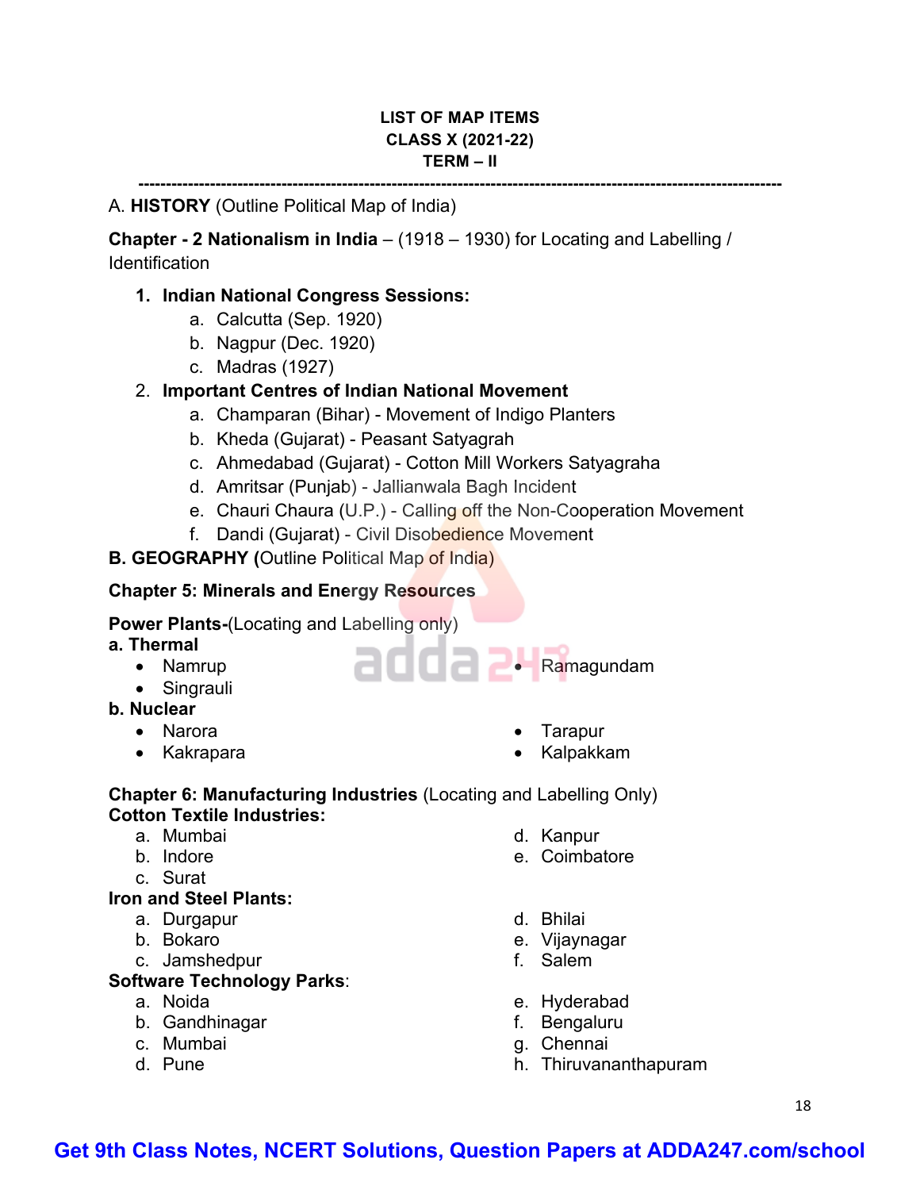**LIST OF MAP ITEMS**
**CLASS X (2021-22)**
**TERM – II**

---

A. **HISTORY** (Outline Political Map of India)

**Chapter - 2 Nationalism in India** – (1918 – 1930) for Locating and Labelling / Identification

1. **Indian National Congress Sessions:**
   a. Calcutta (Sep. 1920)
   b. Nagpur (Dec. 1920)
   c. Madras (1927)
2. **Important Centres of Indian National Movement**
   a. Champaran (Bihar) - Movement of Indigo Planters
   b. Kheda (Gujarat) - Peasant Satyagrah
   c. Ahmedabad (Gujarat) - Cotton Mill Workers Satyagraha
   d. Amritsar (Punjab) - Jallianwala Bagh Incident
   e. Chauri Chaura (U.P.) - Calling off the Non-Cooperation Movement
   f. Dandi (Gujarat) - Civil Disobedience Movement

**B. GEOGRAPHY (**Outline Political Map of India)

**Chapter 5: Minerals and Energy Resources**

**Power Plants-**(Locating and Labelling only)

**a. Thermal**
- Namrup
- Singrauli
- Ramagundam

**b. Nuclear**
- Narora
- Kakrapara
- Tarapur
- Kalpakkam

**Chapter 6: Manufacturing Industries** (Locating and Labelling Only)

**Cotton Textile Industries:**
a. Mumbai
b. Indore
c. Surat
d. Kanpur
e. Coimbatore

**Iron and Steel Plants:**
a. Durgapur
b. Bokaro
c. Jamshedpur
d. Bhilai
e. Vijaynagar
f. Salem

**Software Technology Parks**:
a. Noida
b. Gandhinagar
c. Mumbai
d. Pune
e. Hyderabad
f. Bengaluru
g. Chennai
h. Thiruvananthapuram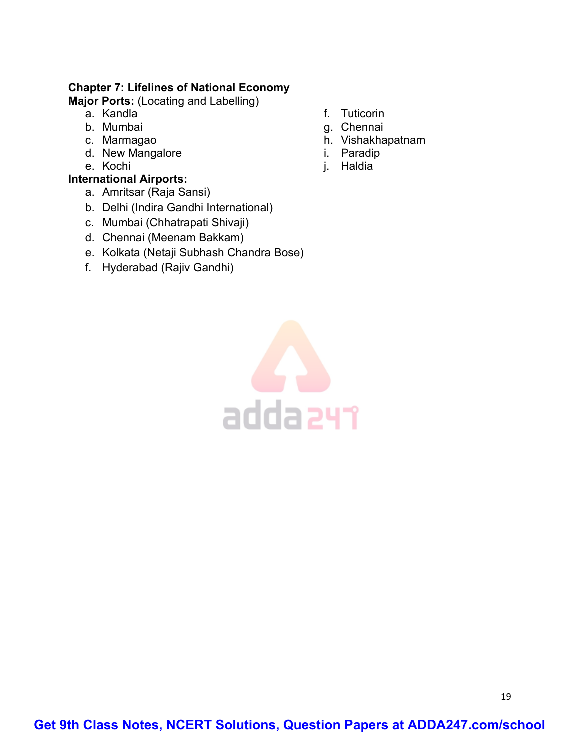**Chapter 7: Lifelines of National Economy**

**Major Ports:** (Locating and Labelling)

a. Kandla
b. Mumbai
c. Marmagao
d. New Mangalore
e. Kochi
f. Tuticorin
g. Chennai
h. Vishakhapatnam
i. Paradip
j. Haldia

**International Airports:**

a. Amritsar (Raja Sansi)
b. Delhi (Indira Gandhi International)
c. Mumbai (Chhatrapati Shivaji)
d. Chennai (Meenam Bakkam)
e. Kolkata (Netaji Subhash Chandra Bose)
f. Hyderabad (Rajiv Gandhi)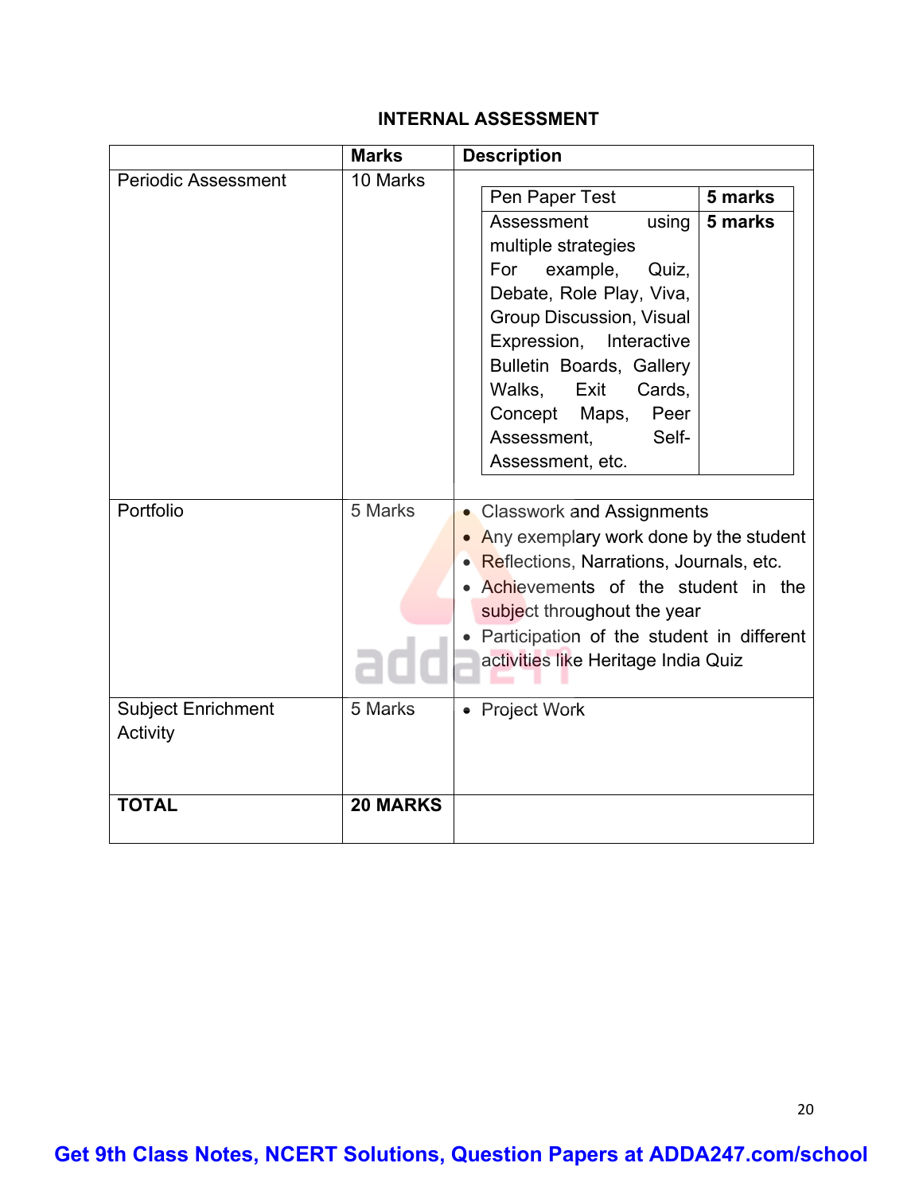## INTERNAL ASSESSMENT

| | Marks | Description |
|---|---|---|
| Periodic Assessment | 10 Marks | Pen Paper Test — **5 marks**<br>Assessment using multiple strategies For example, Quiz, Debate, Role Play, Viva, Group Discussion, Visual Expression, Interactive Bulletin Boards, Gallery Walks, Exit Cards, Concept Maps, Peer Assessment, Self-Assessment, etc. — **5 marks** |
| Portfolio | 5 Marks | • Classwork and Assignments<br>• Any exemplary work done by the student<br>• Reflections, Narrations, Journals, etc.<br>• Achievements of the student in the subject throughout the year<br>• Participation of the student in different activities like Heritage India Quiz |
| Subject Enrichment Activity | 5 Marks | • Project Work |
| **TOTAL** | **20 MARKS** | |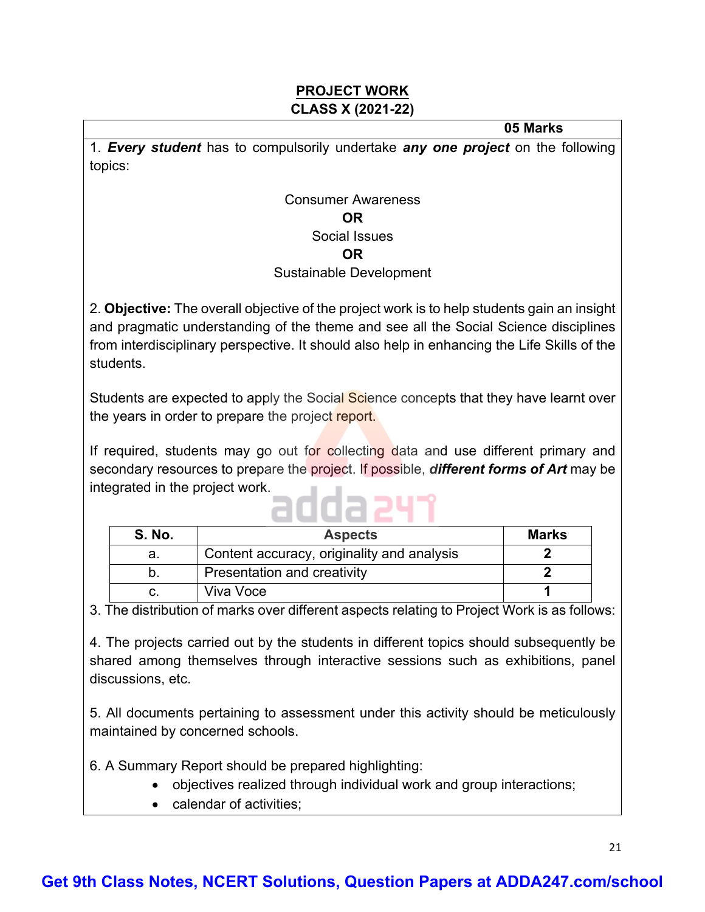## PROJECT WORK

### CLASS X (2021-22)

**05 Marks**

1. ***Every student*** has to compulsorily undertake ***any one project*** on the following topics:

Consumer Awareness

**OR**

Social Issues

**OR**

Sustainable Development

2. **Objective:** The overall objective of the project work is to help students gain an insight and pragmatic understanding of the theme and see all the Social Science disciplines from interdisciplinary perspective. It should also help in enhancing the Life Skills of the students.

Students are expected to apply the Social Science concepts that they have learnt over the years in order to prepare the project report.

If required, students may go out for collecting data and use different primary and secondary resources to prepare the project. If possible, ***different forms of Art*** may be integrated in the project work.

| S. No. | Aspects | Marks |
|---|---|---|
| a. | Content accuracy, originality and analysis | **2** |
| b. | Presentation and creativity | **2** |
| c. | Viva Voce | **1** |

3. The distribution of marks over different aspects relating to Project Work is as follows:

4. The projects carried out by the students in different topics should subsequently be shared among themselves through interactive sessions such as exhibitions, panel discussions, etc.

5. All documents pertaining to assessment under this activity should be meticulously maintained by concerned schools.

6. A Summary Report should be prepared highlighting:

- objectives realized through individual work and group interactions;
- calendar of activities;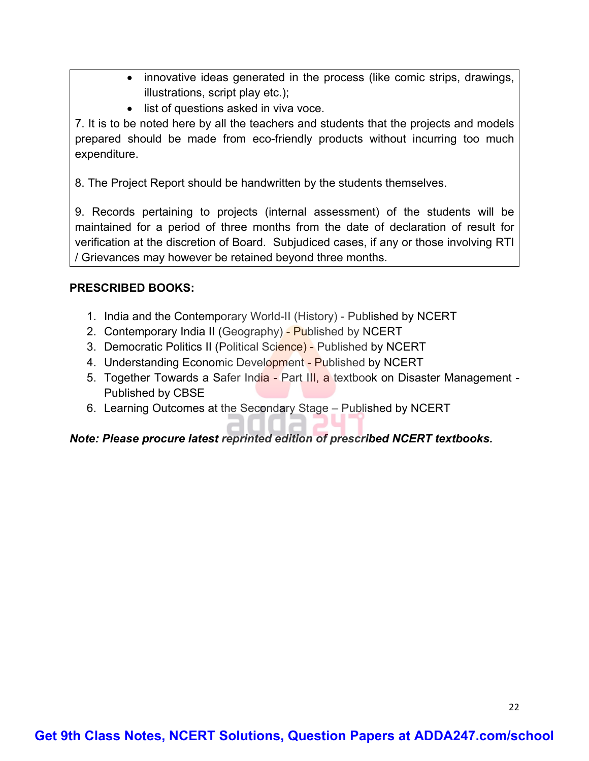- innovative ideas generated in the process (like comic strips, drawings, illustrations, script play etc.);
- list of questions asked in viva voce.

7. It is to be noted here by all the teachers and students that the projects and models prepared should be made from eco-friendly products without incurring too much expenditure.

8. The Project Report should be handwritten by the students themselves.

9. Records pertaining to projects (internal assessment) of the students will be maintained for a period of three months from the date of declaration of result for verification at the discretion of Board. Subjudiced cases, if any or those involving RTI / Grievances may however be retained beyond three months.

**PRESCRIBED BOOKS:**

1. India and the Contemporary World-II (History) - Published by NCERT
2. Contemporary India II (Geography) - Published by NCERT
3. Democratic Politics II (Political Science) - Published by NCERT
4. Understanding Economic Development - Published by NCERT
5. Together Towards a Safer India - Part III, a textbook on Disaster Management - Published by CBSE
6. Learning Outcomes at the Secondary Stage – Published by NCERT

***Note: Please procure latest reprinted edition of prescribed NCERT textbooks.***